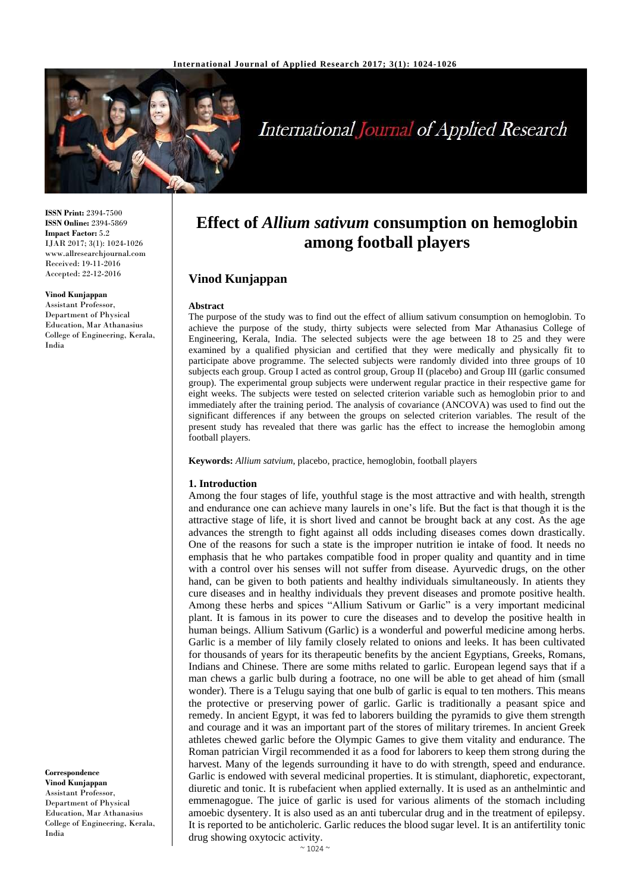# Effect of *Allium sativum* consumption on hemoglobin among football players

## Vinod Kunjappan

**ISSN Print:** 2394-7500
**ISSN Online:** 2394-5869
**Impact Factor:** 5.2
IJAR 2017; 3(1): 1024-1026
www.allresearchjournal.com
Received: 19-11-2016
Accepted: 22-12-2016

**Vinod Kunjappan**
Assistant Professor, Department of Physical Education, Mar Athanasius College of Engineering, Kerala, India

**Correspondence**
**Vinod Kunjappan**
Assistant Professor, Department of Physical Education, Mar Athanasius College of Engineering, Kerala, India

### Abstract

The purpose of the study was to find out the effect of allium sativum consumption on hemoglobin. To achieve the purpose of the study, thirty subjects were selected from Mar Athanasius College of Engineering, Kerala, India. The selected subjects were the age between 18 to 25 and they were examined by a qualified physician and certified that they were medically and physically fit to participate above programme. The selected subjects were randomly divided into three groups of 10 subjects each group. Group I acted as control group, Group II (placebo) and Group III (garlic consumed group). The experimental group subjects were underwent regular practice in their respective game for eight weeks. The subjects were tested on selected criterion variable such as hemoglobin prior to and immediately after the training period. The analysis of covariance (ANCOVA) was used to find out the significant differences if any between the groups on selected criterion variables. The result of the present study has revealed that there was garlic has the effect to increase the hemoglobin among football players.

**Keywords:** *Allium satvium*, placebo, practice, hemoglobin, football players

### 1. Introduction

Among the four stages of life, youthful stage is the most attractive and with health, strength and endurance one can achieve many laurels in one's life. But the fact is that though it is the attractive stage of life, it is short lived and cannot be brought back at any cost. As the age advances the strength to fight against all odds including diseases comes down drastically. One of the reasons for such a state is the improper nutrition ie intake of food. It needs no emphasis that he who partakes compatible food in proper quality and quantity and in time with a control over his senses will not suffer from disease. Ayurvedic drugs, on the other hand, can be given to both patients and healthy individuals simultaneously. In atients they cure diseases and in healthy individuals they prevent diseases and promote positive health. Among these herbs and spices "Allium Sativum or Garlic" is a very important medicinal plant. It is famous in its power to cure the diseases and to develop the positive health in human beings. Allium Sativum (Garlic) is a wonderful and powerful medicine among herbs. Garlic is a member of lily family closely related to onions and leeks. It has been cultivated for thousands of years for its therapeutic benefits by the ancient Egyptians, Greeks, Romans, Indians and Chinese. There are some miths related to garlic. European legend says that if a man chews a garlic bulb during a footrace, no one will be able to get ahead of him (small wonder). There is a Telugu saying that one bulb of garlic is equal to ten mothers. This means the protective or preserving power of garlic. Garlic is traditionally a peasant spice and remedy. In ancient Egypt, it was fed to laborers building the pyramids to give them strength and courage and it was an important part of the stores of military triremes. In ancient Greek athletes chewed garlic before the Olympic Games to give them vitality and endurance. The Roman patrician Virgil recommended it as a food for laborers to keep them strong during the harvest. Many of the legends surrounding it have to do with strength, speed and endurance. Garlic is endowed with several medicinal properties. It is stimulant, diaphoretic, expectorant, diuretic and tonic. It is rubefacient when applied externally. It is used as an anthelmintic and emmenagogue. The juice of garlic is used for various aliments of the stomach including amoebic dysentery. It is also used as an anti tubercular drug and in the treatment of epilepsy. It is reported to be anticholeric. Garlic reduces the blood sugar level. It is an antifertility tonic drug showing oxytocic activity.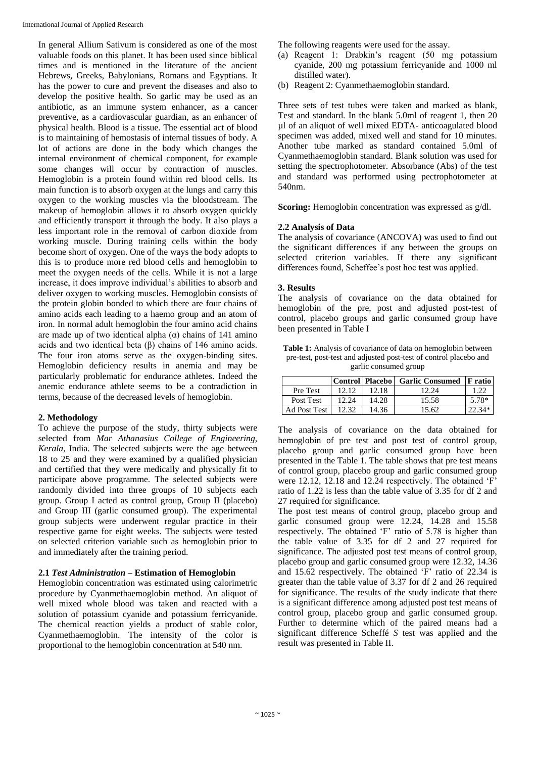In general Allium Sativum is considered as one of the most valuable foods on this planet. It has been used since biblical times and is mentioned in the literature of the ancient Hebrews, Greeks, Babylonians, Romans and Egyptians. It has the power to cure and prevent the diseases and also to develop the positive health. So garlic may be used as an antibiotic, as an immune system enhancer, as a cancer preventive, as a cardiovascular guardian, as an enhancer of physical health. Blood is a tissue. The essential act of blood is to maintaining of hemostasis of internal tissues of body. A lot of actions are done in the body which changes the internal environment of chemical component, for example some changes will occur by contraction of muscles. Hemoglobin is a protein found within red blood cells. Its main function is to absorb oxygen at the lungs and carry this oxygen to the working muscles via the bloodstream. The makeup of hemoglobin allows it to absorb oxygen quickly and efficiently transport it through the body. It also plays a less important role in the removal of carbon dioxide from working muscle. During training cells within the body become short of oxygen. One of the ways the body adopts to this is to produce more red blood cells and hemoglobin to meet the oxygen needs of the cells. While it is not a large increase, it does improve individual's abilities to absorb and deliver oxygen to working muscles. Hemoglobin consists of the protein globin bonded to which there are four chains of amino acids each leading to a haemo group and an atom of iron. In normal adult hemoglobin the four amino acid chains are made up of two identical alpha (α) chains of 141 amino acids and two identical beta (β) chains of 146 amino acids. The four iron atoms serve as the oxygen-binding sites. Hemoglobin deficiency results in anemia and may be particularly problematic for endurance athletes. Indeed the anemic endurance athlete seems to be a contradiction in terms, because of the decreased levels of hemoglobin.

## 2. Methodology

To achieve the purpose of the study, thirty subjects were selected from *Mar Athanasius College of Engineering, Kerala*, India. The selected subjects were the age between 18 to 25 and they were examined by a qualified physician and certified that they were medically and physically fit to participate above programme. The selected subjects were randomly divided into three groups of 10 subjects each group. Group I acted as control group, Group II (placebo) and Group III (garlic consumed group). The experimental group subjects were underwent regular practice in their respective game for eight weeks. The subjects were tested on selected criterion variable such as hemoglobin prior to and immediately after the training period.

### 2.1 *Test Administration* – Estimation of Hemoglobin

Hemoglobin concentration was estimated using calorimetric procedure by Cyanmethaemoglobin method. An aliquot of well mixed whole blood was taken and reacted with a solution of potassium cyanide and potassium ferricyanide. The chemical reaction yields a product of stable color, Cyanmethaemoglobin. The intensity of the color is proportional to the hemoglobin concentration at 540 nm.

The following reagents were used for the assay.

(a) Reagent 1: Drabkin's reagent (50 mg potassium cyanide, 200 mg potassium ferricyanide and 1000 ml distilled water).
(b) Reagent 2: Cyanmethaemoglobin standard.

Three sets of test tubes were taken and marked as blank, Test and standard. In the blank 5.0ml of reagent 1, then 20 µl of an aliquot of well mixed EDTA- anticoagulated blood specimen was added, mixed well and stand for 10 minutes. Another tube marked as standard contained 5.0ml of Cyanmethaemoglobin standard. Blank solution was used for setting the spectrophotometer. Absorbance (Abs) of the test and standard was performed using pectrophotometer at 540nm.

**Scoring:** Hemoglobin concentration was expressed as g/dl.

### 2.2 Analysis of Data

The analysis of covariance (ANCOVA) was used to find out the significant differences if any between the groups on selected criterion variables. If there any significant differences found, Scheffee's post hoc test was applied.

## 3. Results

The analysis of covariance on the data obtained for hemoglobin of the pre, post and adjusted post-test of control, placebo groups and garlic consumed group have been presented in Table I

**Table 1:** Analysis of covariance of data on hemoglobin between pre-test, post-test and adjusted post-test of control placebo and garlic consumed group

| | Control | Placebo | Garlic Consumed | F ratio |
|---|---|---|---|---|
| Pre Test | 12.12 | 12.18 | 12.24 | 1.22 |
| Post Test | 12.24 | 14.28 | 15.58 | 5.78* |
| Ad Post Test | 12.32 | 14.36 | 15.62 | 22.34* |

The analysis of covariance on the data obtained for hemoglobin of pre test and post test of control group, placebo group and garlic consumed group have been presented in the Table 1. The table shows that pre test means of control group, placebo group and garlic consumed group were 12.12, 12.18 and 12.24 respectively. The obtained 'F' ratio of 1.22 is less than the table value of 3.35 for df 2 and 27 required for significance.

The post test means of control group, placebo group and garlic consumed group were 12.24, 14.28 and 15.58 respectively. The obtained 'F' ratio of 5.78 is higher than the table value of 3.35 for df 2 and 27 required for significance. The adjusted post test means of control group, placebo group and garlic consumed group were 12.32, 14.36 and 15.62 respectively. The obtained 'F' ratio of 22.34 is greater than the table value of 3.37 for df 2 and 26 required for significance. The results of the study indicate that there is a significant difference among adjusted post test means of control group, placebo group and garlic consumed group. Further to determine which of the paired means had a significant difference Scheffé *S* test was applied and the result was presented in Table II.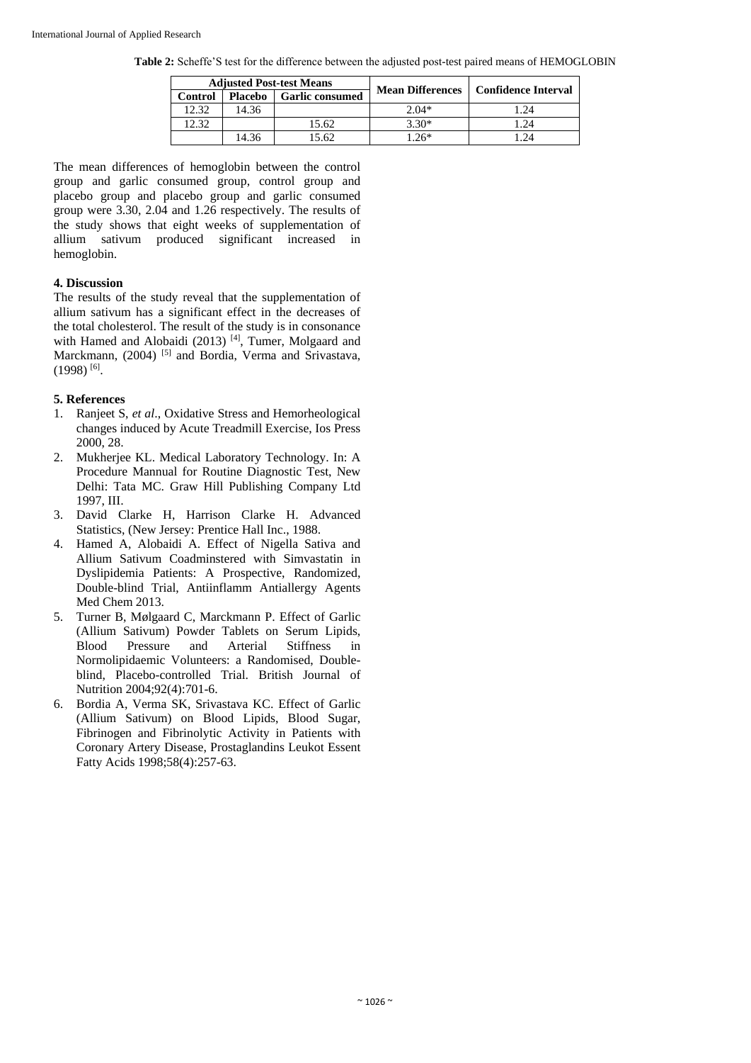**Table 2:** Scheffe'S test for the difference between the adjusted post-test paired means of HEMOGLOBIN

| Adjusted Post-test Means | | | Mean Differences | Confidence Interval |
|---|---|---|---|---|
| Control | Placebo | Garlic consumed | | |
| 12.32 | 14.36 | | 2.04* | 1.24 |
| 12.32 | | 15.62 | 3.30* | 1.24 |
| | 14.36 | 15.62 | 1.26* | 1.24 |

The mean differences of hemoglobin between the control group and garlic consumed group, control group and placebo group and placebo group and garlic consumed group were 3.30, 2.04 and 1.26 respectively. The results of the study shows that eight weeks of supplementation of allium sativum produced significant increased in hemoglobin.

## 4. Discussion

The results of the study reveal that the supplementation of allium sativum has a significant effect in the decreases of the total cholesterol. The result of the study is in consonance with Hamed and Alobaidi (2013) [4], Tumer, Molgaard and Marckmann, (2004) [5] and Bordia, Verma and Srivastava, (1998) [6].

## 5. References

1. Ranjeet S, *et al*., Oxidative Stress and Hemorheological changes induced by Acute Treadmill Exercise, Ios Press 2000, 28.
2. Mukherjee KL. Medical Laboratory Technology. In: A Procedure Mannual for Routine Diagnostic Test, New Delhi: Tata MC. Graw Hill Publishing Company Ltd 1997, III.
3. David Clarke H, Harrison Clarke H. Advanced Statistics, (New Jersey: Prentice Hall Inc., 1988.
4. Hamed A, Alobaidi A. Effect of Nigella Sativa and Allium Sativum Coadminstered with Simvastatin in Dyslipidemia Patients: A Prospective, Randomized, Double-blind Trial, Antiinflamm Antiallergy Agents Med Chem 2013.
5. Turner B, Mølgaard C, Marckmann P. Effect of Garlic (Allium Sativum) Powder Tablets on Serum Lipids, Blood Pressure and Arterial Stiffness in Normolipidaemic Volunteers: a Randomised, Double-blind, Placebo-controlled Trial. British Journal of Nutrition 2004;92(4):701-6.
6. Bordia A, Verma SK, Srivastava KC. Effect of Garlic (Allium Sativum) on Blood Lipids, Blood Sugar, Fibrinogen and Fibrinolytic Activity in Patients with Coronary Artery Disease, Prostaglandins Leukot Essent Fatty Acids 1998;58(4):257-63.